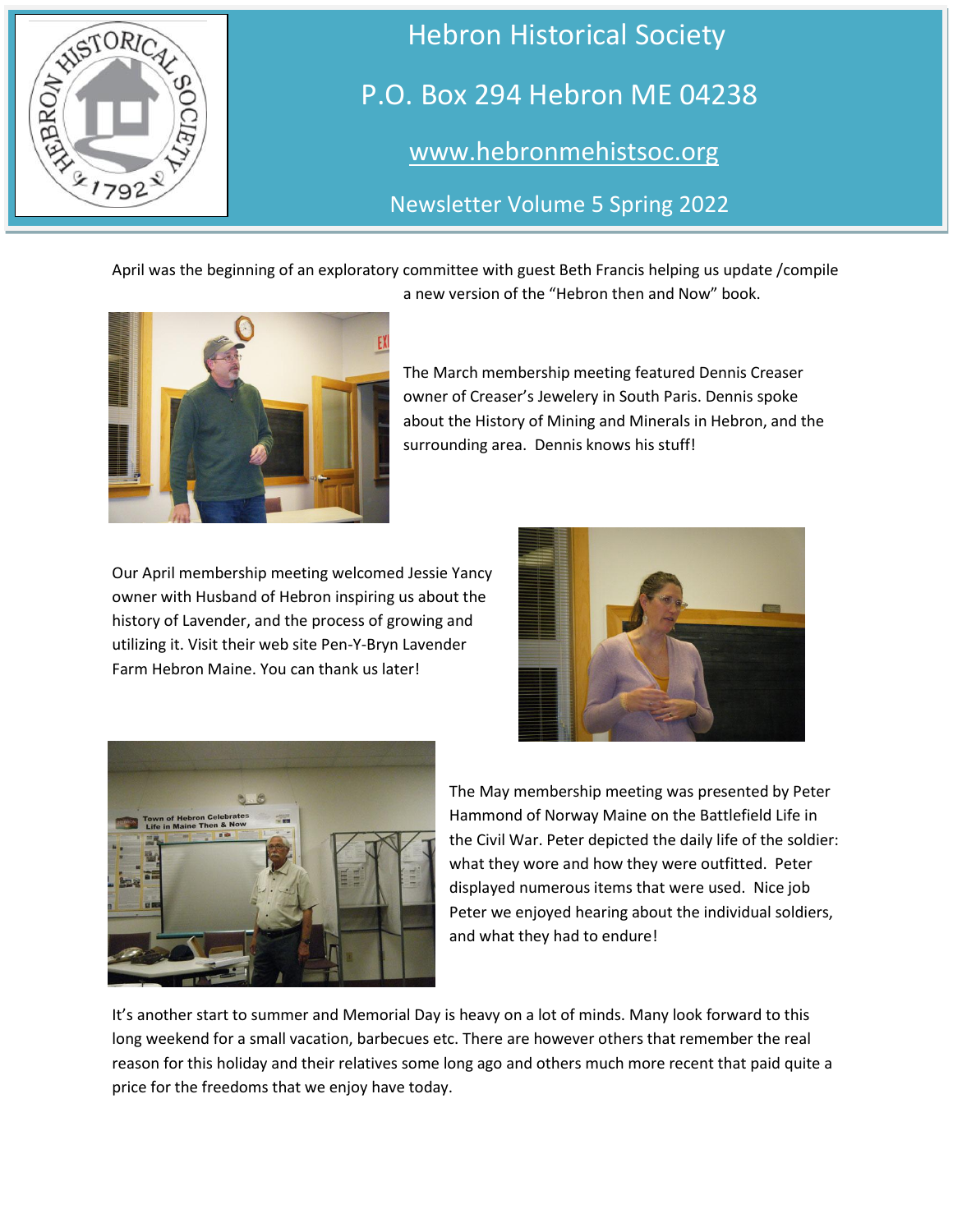# Hebron Historical Society

P.O. Box 294 Hebron ME 04238

www.hebronmehistsoc.org

Newsletter Volume 5 Spring 2022

April was the beginning of an exploratory committee with guest Beth Francis helping us update /compile a new version of the “Hebron then and Now” book.

The March membership meeting featured Dennis Creaser owner of Creaser’s Jewelery in South Paris. Dennis spoke about the History of Mining and Minerals in Hebron, and the surrounding area. Dennis knows his stuff!

Our April membership meeting welcomed Jessie Yancy owner with Husband of Hebron inspiring us about the history of Lavender, and the process of growing and utilizing it. Visit their web site Pen-Y-Bryn Lavender Farm Hebron Maine. You can thank us later!

The May membership meeting was presented by Peter Hammond of Norway Maine on the Battlefield Life in the Civil War. Peter depicted the daily life of the soldier: what they wore and how they were outfitted. Peter displayed numerous items that were used. Nice job Peter we enjoyed hearing about the individual soldiers, and what they had to endure!

It’s another start to summer and Memorial Day is heavy on a lot of minds. Many look forward to this long weekend for a small vacation, barbecues etc. There are however others that remember the real reason for this holiday and their relatives some long ago and others much more recent that paid quite a price for the freedoms that we enjoy have today.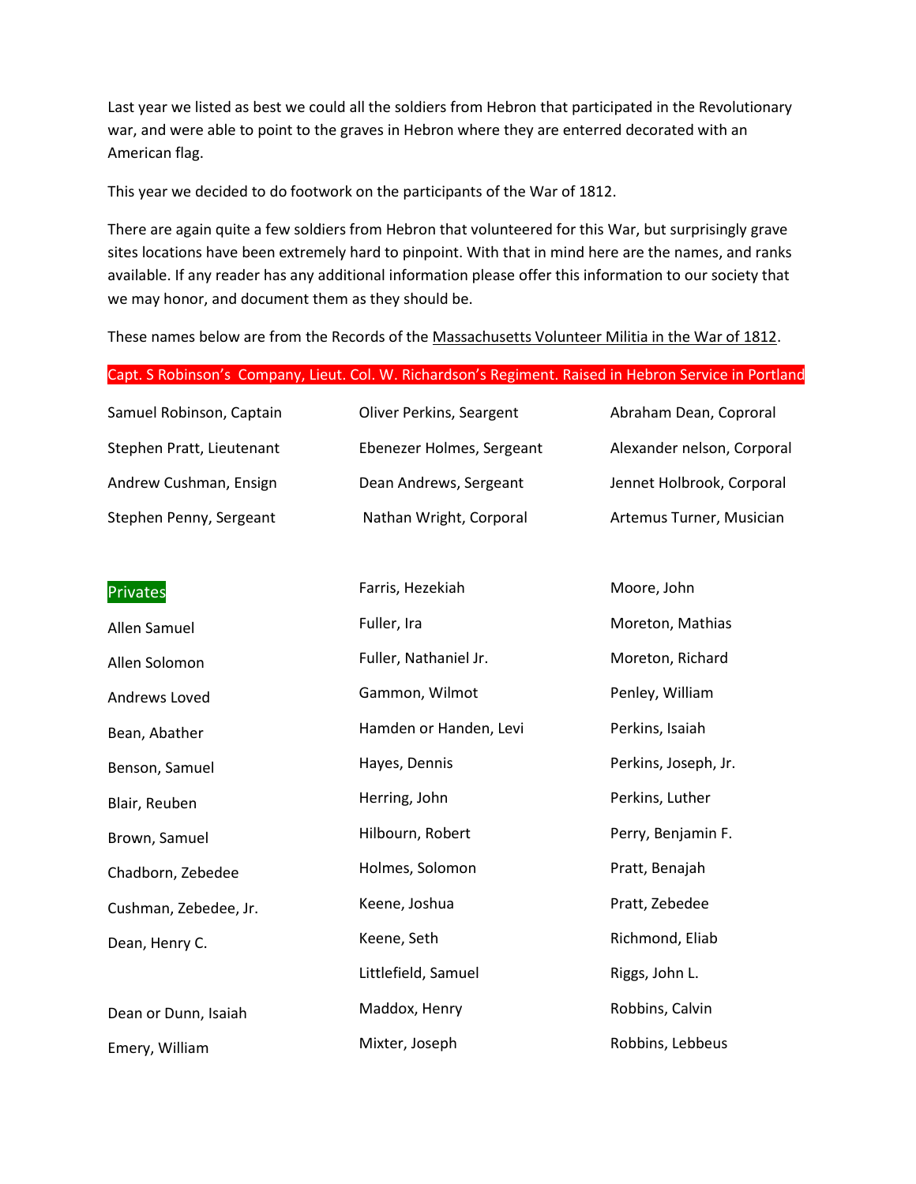Last year we listed as best we could all the soldiers from Hebron that participated in the Revolutionary war, and were able to point to the graves in Hebron where they are enterred decorated with an American flag.

This year we decided to do footwork on the participants of the War of 1812.

There are again quite a few soldiers from Hebron that volunteered for this War, but surprisingly grave sites locations have been extremely hard to pinpoint. With that in mind here are the names, and ranks available. If any reader has any additional information please offer this information to our society that we may honor, and document them as they should be.

These names below are from the Records of the Massachusetts Volunteer Militia in the War of 1812.

**Capt. S Robinson's Company, Lieut. Col. W. Richardson's Regiment. Raised in Hebron Service in Portland**

| | | |
|---|---|---|
| Samuel Robinson, Captain | Oliver Perkins, Seargent | Abraham Dean, Coproral |
| Stephen Pratt, Lieutenant | Ebenezer Holmes, Sergeant | Alexander nelson, Corporal |
| Andrew Cushman, Ensign | Dean Andrews, Sergeant | Jennet Holbrook, Corporal |
| Stephen Penny, Sergeant | Nathan Wright, Corporal | Artemus Turner, Musician |

**Privates**

| | | |
|---|---|---|
| | Farris, Hezekiah | Moore, John |
| Allen Samuel | Fuller, Ira | Moreton, Mathias |
| Allen Solomon | Fuller, Nathaniel Jr. | Moreton, Richard |
| Andrews Loved | Gammon, Wilmot | Penley, William |
| Bean, Abather | Hamden or Handen, Levi | Perkins, Isaiah |
| Benson, Samuel | Hayes, Dennis | Perkins, Joseph, Jr. |
| Blair, Reuben | Herring, John | Perkins, Luther |
| Brown, Samuel | Hilbourn, Robert | Perry, Benjamin F. |
| Chadborn, Zebedee | Holmes, Solomon | Pratt, Benajah |
| Cushman, Zebedee, Jr. | Keene, Joshua | Pratt, Zebedee |
| Dean, Henry C. | Keene, Seth | Richmond, Eliab |
| | Littlefield, Samuel | Riggs, John L. |
| Dean or Dunn, Isaiah | Maddox, Henry | Robbins, Calvin |
| Emery, William | Mixter, Joseph | Robbins, Lebbeus |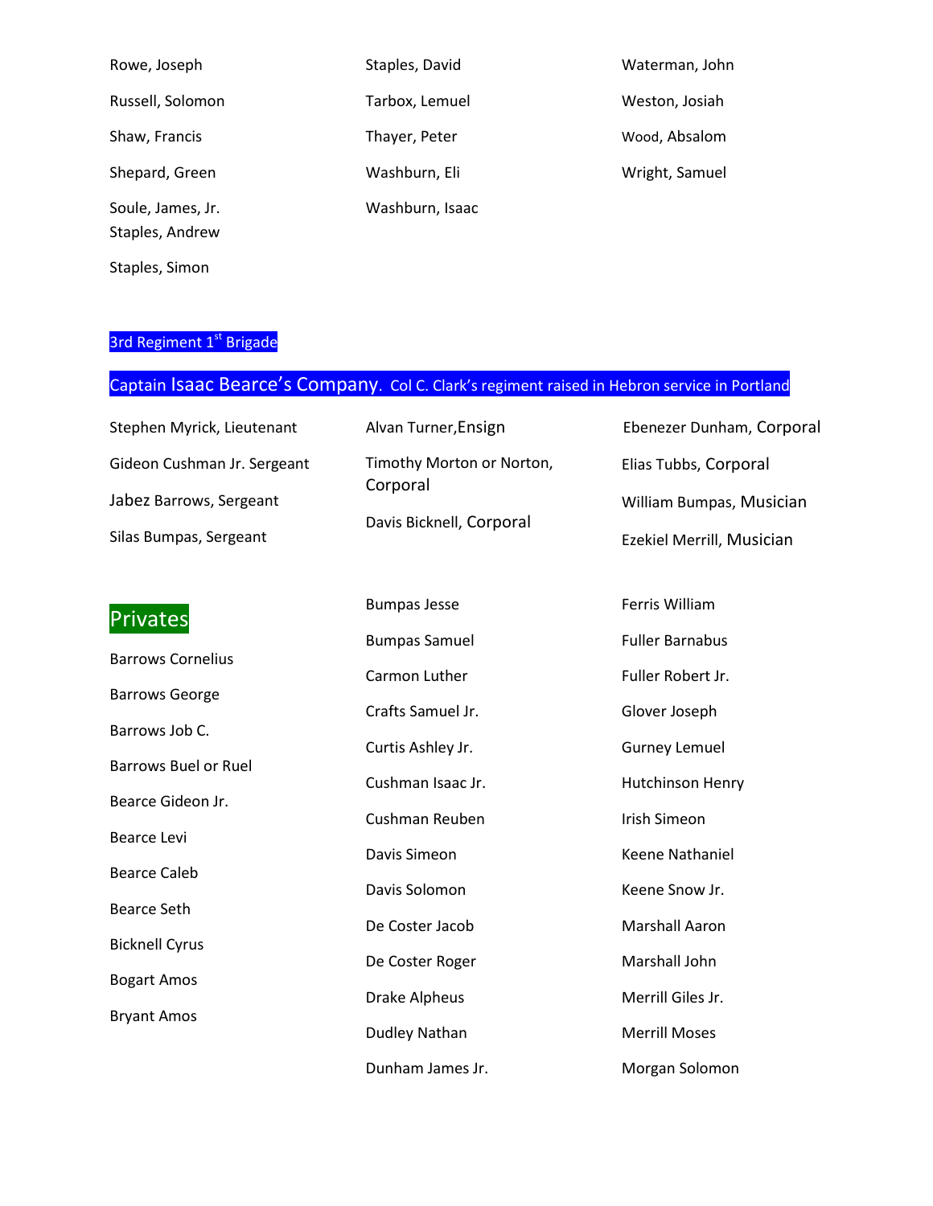Rowe, Joseph

Russell, Solomon

Shaw, Francis

Shepard, Green

Soule, James, Jr.

Staples, Andrew

Staples, Simon

Staples, David

Tarbox, Lemuel

Thayer, Peter

Washburn, Eli

Washburn, Isaac

Waterman, John

Weston, Josiah

Wood, Absalom

Wright, Samuel

## 3rd Regiment 1st Brigade

## Captain Isaac Bearce's Company. Col C. Clark's regiment raised in Hebron service in Portland

Stephen Myrick, Lieutenant

Gideon Cushman Jr. Sergeant

Jabez Barrows, Sergeant

Silas Bumpas, Sergeant

Alvan Turner, Ensign

Timothy Morton or Norton, Corporal

Davis Bicknell, Corporal

Ebenezer Dunham, Corporal

Elias Tubbs, Corporal

William Bumpas, Musician

Ezekiel Merrill, Musician

### Privates

Barrows Cornelius

Barrows George

Barrows Job C.

Barrows Buel or Ruel

Bearce Gideon Jr.

Bearce Levi

Bearce Caleb

Bearce Seth

Bicknell Cyrus

Bogart Amos

Bryant Amos

Bumpas Jesse

Bumpas Samuel

Carmon Luther

Crafts Samuel Jr.

Curtis Ashley Jr.

Cushman Isaac Jr.

Cushman Reuben

Davis Simeon

Davis Solomon

De Coster Jacob

De Coster Roger

Drake Alpheus

Dudley Nathan

Dunham James Jr.

Ferris William

Fuller Barnabus

Fuller Robert Jr.

Glover Joseph

Gurney Lemuel

Hutchinson Henry

Irish Simeon

Keene Nathaniel

Keene Snow Jr.

Marshall Aaron

Marshall John

Merrill Giles Jr.

Merrill Moses

Morgan Solomon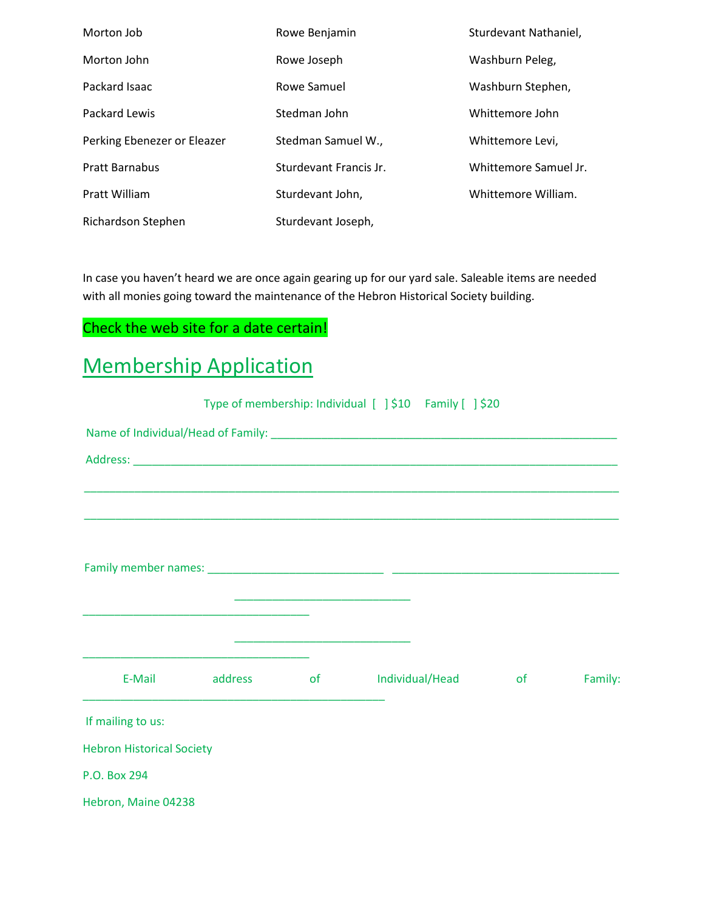| | | |
|---|---|---|
| Morton Job | Rowe Benjamin | Sturdevant Nathaniel, |
| Morton John | Rowe Joseph | Washburn Peleg, |
| Packard Isaac | Rowe Samuel | Washburn Stephen, |
| Packard Lewis | Stedman John | Whittemore John |
| Perking Ebenezer or Eleazer | Stedman Samuel W., | Whittemore Levi, |
| Pratt Barnabus | Sturdevant Francis Jr. | Whittemore Samuel Jr. |
| Pratt William | Sturdevant John, | Whittemore William. |
| Richardson Stephen | Sturdevant Joseph, | |

In case you haven't heard we are once again gearing up for our yard sale. Saleable items are needed with all monies going toward the maintenance of the Hebron Historical Society building.

Check the web site for a date certain!

# Membership Application

Type of membership: Individual [ ] $10 Family [ ] $20

Name of Individual/Head of Family: ________________________________________________________

Address: ____________________________________________________________________________

_____________________________________________________________________________________

_____________________________________________________________________________________

Family member names: ____________________________ ____________________________________

____________________________ ____________________________________

____________________________ ____________________________________

E-Mail address of Individual/Head of Family: ________________________________________________

If mailing to us:

Hebron Historical Society

P.O. Box 294

Hebron, Maine 04238